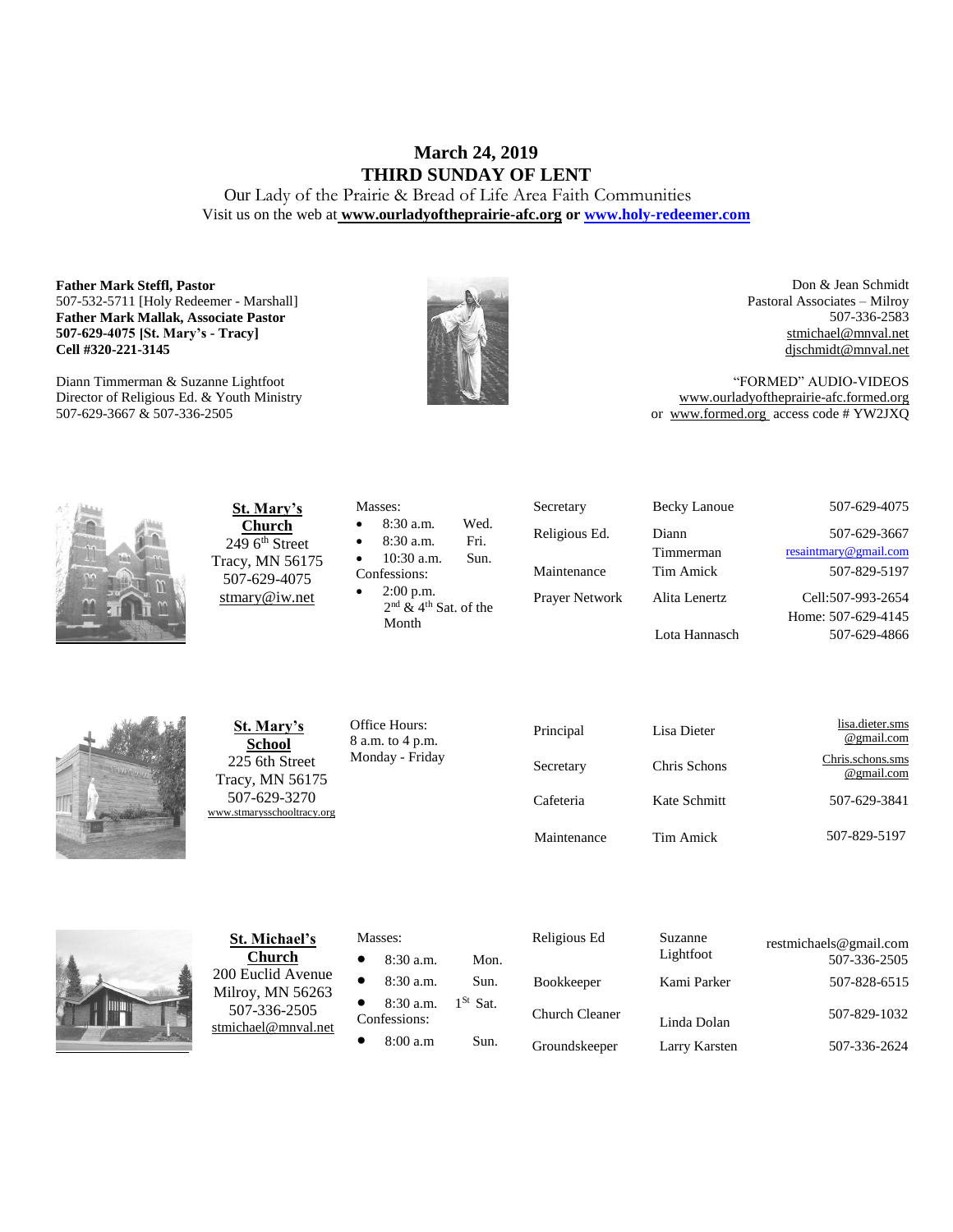# March 24, 2019
# THIRD SUNDAY OF LENT

Our Lady of the Prairie & Bread of Life Area Faith Communities

Visit us on the web at **www.ourladyoftheprairie-afc.org** or **www.holy-redeemer.com**

**Father Mark Steffl, Pastor**
507-532-5711 [Holy Redeemer - Marshall]
**Father Mark Mallak, Associate Pastor**
**507-629-4075 [St. Mary's - Tracy]**
**Cell #320-221-3145**

Diann Timmerman & Suzanne Lightfoot
Director of Religious Ed. & Youth Ministry
507-629-3667 & 507-336-2505

Don & Jean Schmidt
Pastoral Associates – Milroy
507-336-2583
stmichael@mnval.net
djschmidt@mnval.net

"FORMED" AUDIO-VIDEOS
www.ourladyoftheprairie-afc.formed.org
or www.formed.org access code # YW2JXQ

**St. Mary's Church**
249 6th Street
Tracy, MN 56175
507-629-4075
stmary@iw.net

Masses:
- 8:30 a.m. Wed.
- 8:30 a.m. Fri.
- 10:30 a.m. Sun.

Confessions:
- 2:00 p.m. 2nd & 4th Sat. of the Month

| | | |
|---|---|---|
| Secretary | Becky Lanoue | 507-629-4075 |
| Religious Ed. | Diann Timmerman | 507-629-3667 resaintmary@gmail.com |
| Maintenance | Tim Amick | 507-829-5197 |
| Prayer Network | Alita Lenertz | Cell:507-993-2654 Home: 507-629-4145 |
| | Lota Hannasch | 507-629-4866 |

**St. Mary's School**
225 6th Street
Tracy, MN 56175
507-629-3270
www.stmarysschooltracy.org

Office Hours:
8 a.m. to 4 p.m.
Monday - Friday

| | | |
|---|---|---|
| Principal | Lisa Dieter | lisa.dieter.sms@gmail.com |
| Secretary | Chris Schons | Chris.schons.sms@gmail.com |
| Cafeteria | Kate Schmitt | 507-629-3841 |
| Maintenance | Tim Amick | 507-829-5197 |

**St. Michael's Church**
200 Euclid Avenue
Milroy, MN 56263
507-336-2505
stmichael@mnval.net

Masses:
- 8:30 a.m. Mon.
- 8:30 a.m. Sun.
- 8:30 a.m. 1St Sat.

Confessions:
- 8:00 a.m Sun.

| | | |
|---|---|---|
| Religious Ed | Suzanne Lightfoot | restmichaels@gmail.com 507-336-2505 |
| Bookkeeper | Kami Parker | 507-828-6515 |
| Church Cleaner | Linda Dolan | 507-829-1032 |
| Groundskeeper | Larry Karsten | 507-336-2624 |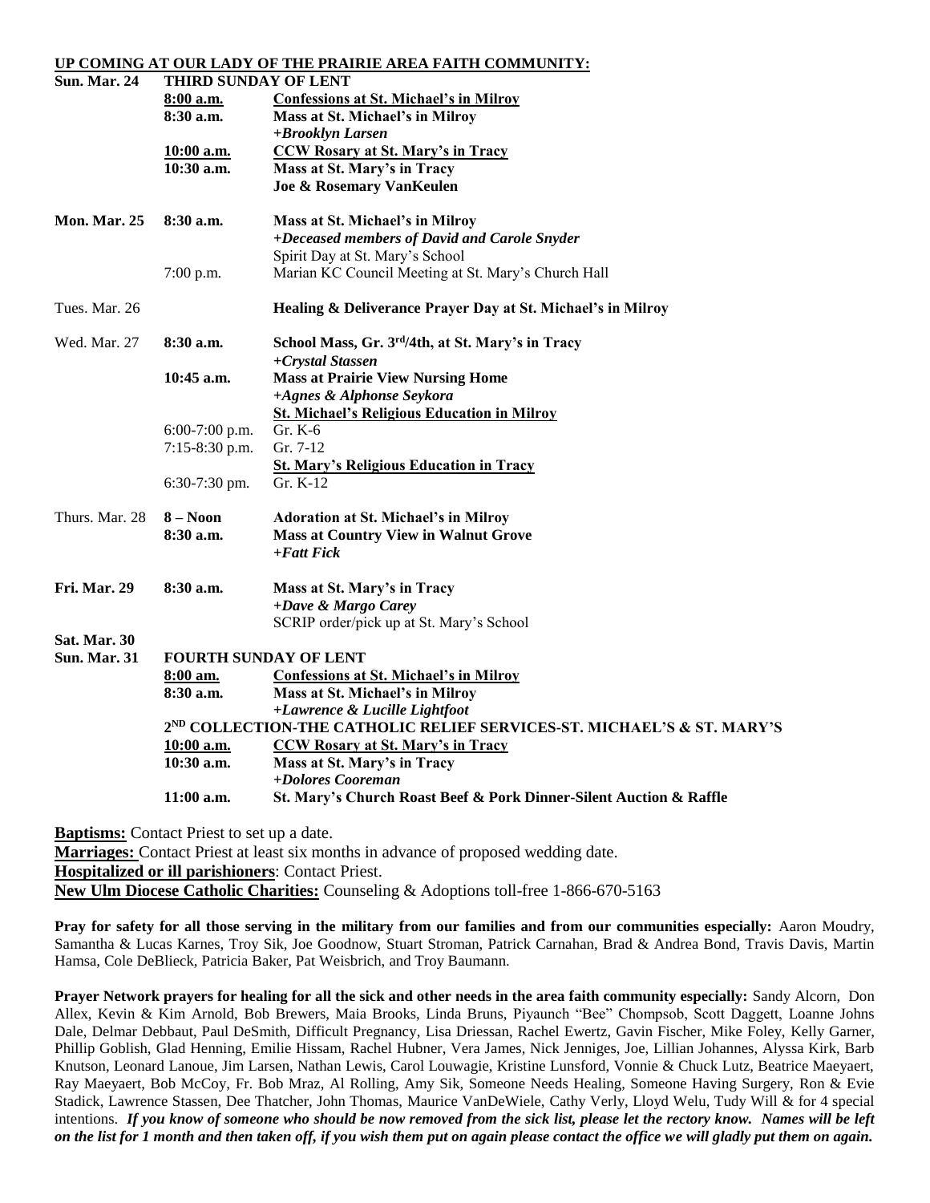## UP COMING AT OUR LADY OF THE PRAIRIE AREA FAITH COMMUNITY:

| | | |
|---|---|---|
| **Sun. Mar. 24** | **THIRD SUNDAY OF LENT** | |
| | **8:00 a.m.** | **Confessions at St. Michael's in Milroy** |
| | **8:30 a.m.** | **Mass at St. Michael's in Milroy** |
| | | ***+Brooklyn Larsen*** |
| | **10:00 a.m.** | **CCW Rosary at St. Mary's in Tracy** |
| | **10:30 a.m.** | **Mass at St. Mary's in Tracy** |
| | | **Joe & Rosemary VanKeulen** |
| **Mon. Mar. 25** | **8:30 a.m.** | **Mass at St. Michael's in Milroy** |
| | | ***+Deceased members of David and Carole Snyder*** |
| | | Spirit Day at St. Mary's School |
| | 7:00 p.m. | Marian KC Council Meeting at St. Mary's Church Hall |
| Tues. Mar. 26 | | **Healing & Deliverance Prayer Day at St. Michael's in Milroy** |
| Wed. Mar. 27 | **8:30 a.m.** | **School Mass, Gr. 3rd/4th, at St. Mary's in Tracy** |
| | | ***+Crystal Stassen*** |
| | **10:45 a.m.** | **Mass at Prairie View Nursing Home** |
| | | ***+Agnes & Alphonse Seykora*** |
| | | **St. Michael's Religious Education in Milroy** |
| | 6:00-7:00 p.m. | Gr. K-6 |
| | 7:15-8:30 p.m. | Gr. 7-12 |
| | | **St. Mary's Religious Education in Tracy** |
| | 6:30-7:30 pm. | Gr. K-12 |
| Thurs. Mar. 28 | **8 – Noon** | **Adoration at St. Michael's in Milroy** |
| | **8:30 a.m.** | **Mass at Country View in Walnut Grove** |
| | | ***+Fatt Fick*** |
| **Fri. Mar. 29** | **8:30 a.m.** | **Mass at St. Mary's in Tracy** |
| | | ***+Dave & Margo Carey*** |
| | | SCRIP order/pick up at St. Mary's School |
| **Sat. Mar. 30** | | |
| **Sun. Mar. 31** | **FOURTH SUNDAY OF LENT** | |
| | **8:00 am.** | **Confessions at St. Michael's in Milroy** |
| | **8:30 a.m.** | **Mass at St. Michael's in Milroy** |
| | | ***+Lawrence & Lucille Lightfoot*** |
| | **2ND COLLECTION-THE CATHOLIC RELIEF SERVICES-ST. MICHAEL'S & ST. MARY'S** | |
| | **10:00 a.m.** | **CCW Rosary at St. Mary's in Tracy** |
| | **10:30 a.m.** | **Mass at St. Mary's in Tracy** |
| | | ***+Dolores Cooreman*** |
| | **11:00 a.m.** | **St. Mary's Church Roast Beef & Pork Dinner-Silent Auction & Raffle** |

**Baptisms:** Contact Priest to set up a date.
**Marriages:** Contact Priest at least six months in advance of proposed wedding date.
**Hospitalized or ill parishioners**: Contact Priest.
**New Ulm Diocese Catholic Charities:** Counseling & Adoptions toll-free 1-866-670-5163

**Pray for safety for all those serving in the military from our families and from our communities especially:** Aaron Moudry, Samantha & Lucas Karnes, Troy Sik, Joe Goodnow, Stuart Stroman, Patrick Carnahan, Brad & Andrea Bond, Travis Davis, Martin Hamsa, Cole DeBlieck, Patricia Baker, Pat Weisbrich, and Troy Baumann.

**Prayer Network prayers for healing for all the sick and other needs in the area faith community especially:** Sandy Alcorn, Don Allex, Kevin & Kim Arnold, Bob Brewers, Maia Brooks, Linda Bruns, Piyaunch "Bee" Chompsob, Scott Daggett, Loanne Johns Dale, Delmar Debbaut, Paul DeSmith, Difficult Pregnancy, Lisa Driessan, Rachel Ewertz, Gavin Fischer, Mike Foley, Kelly Garner, Phillip Goblish, Glad Henning, Emilie Hissam, Rachel Hubner, Vera James, Nick Jenniges, Joe, Lillian Johannes, Alyssa Kirk, Barb Knutson, Leonard Lanoue, Jim Larsen, Nathan Lewis, Carol Louwagie, Kristine Lunsford, Vonnie & Chuck Lutz, Beatrice Maeyaert, Ray Maeyaert, Bob McCoy, Fr. Bob Mraz, Al Rolling, Amy Sik, Someone Needs Healing, Someone Having Surgery, Ron & Evie Stadick, Lawrence Stassen, Dee Thatcher, John Thomas, Maurice VanDeWiele, Cathy Verly, Lloyd Welu, Tudy Will & for 4 special intentions. ***If you know of someone who should be now removed from the sick list, please let the rectory know. Names will be left on the list for 1 month and then taken off, if you wish them put on again please contact the office we will gladly put them on again.***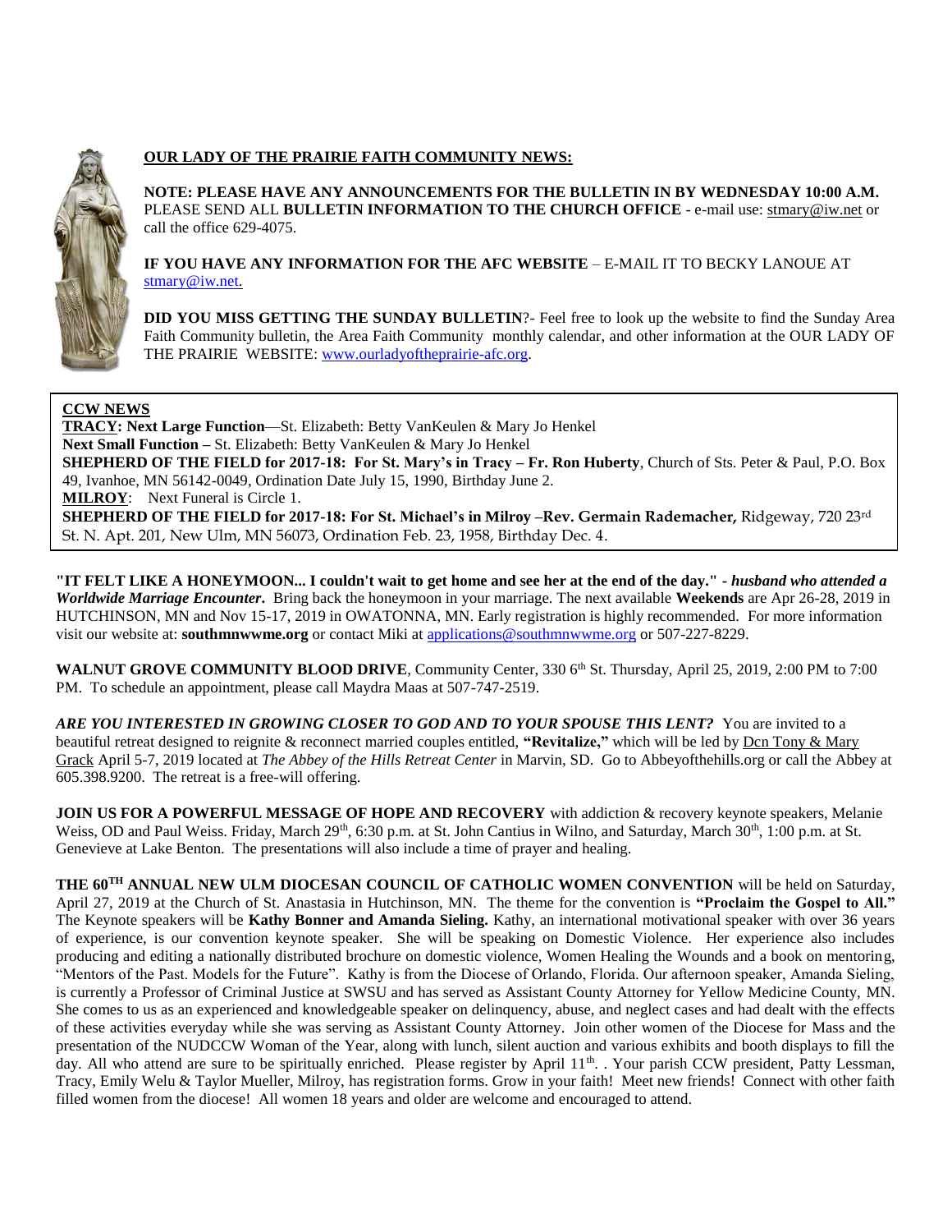## OUR LADY OF THE PRAIRIE FAITH COMMUNITY NEWS:

**NOTE: PLEASE HAVE ANY ANNOUNCEMENTS FOR THE BULLETIN IN BY WEDNESDAY 10:00 A.M.** PLEASE SEND ALL **BULLETIN INFORMATION TO THE CHURCH OFFICE** - e-mail use: stmary@iw.net or call the office 629-4075.

**IF YOU HAVE ANY INFORMATION FOR THE AFC WEBSITE** – E-MAIL IT TO BECKY LANOUE AT stmary@iw.net.

**DID YOU MISS GETTING THE SUNDAY BULLETIN**?- Feel free to look up the website to find the Sunday Area Faith Community bulletin, the Area Faith Community monthly calendar, and other information at the OUR LADY OF THE PRAIRIE WEBSITE: www.ourladyoftheprairie-afc.org.

**CCW NEWS**

**TRACY: Next Large Function**—St. Elizabeth: Betty VanKeulen & Mary Jo Henkel

**Next Small Function –** St. Elizabeth: Betty VanKeulen & Mary Jo Henkel

**SHEPHERD OF THE FIELD for 2017-18: For St. Mary's in Tracy – Fr. Ron Huberty**, Church of Sts. Peter & Paul, P.O. Box 49, Ivanhoe, MN 56142-0049, Ordination Date July 15, 1990, Birthday June 2.

**MILROY**: Next Funeral is Circle 1.

**SHEPHERD OF THE FIELD for 2017-18: For St. Michael's in Milroy –Rev. Germain Rademacher,** Ridgeway, 720 23rd St. N. Apt. 201, New Ulm, MN 56073, Ordination Feb. 23, 1958, Birthday Dec. 4.

**"IT FELT LIKE A HONEYMOON... I couldn't wait to get home and see her at the end of the day."** - ***husband who attended a Worldwide Marriage Encounter***. Bring back the honeymoon in your marriage. The next available **Weekends** are Apr 26-28, 2019 in HUTCHINSON, MN and Nov 15-17, 2019 in OWATONNA, MN. Early registration is highly recommended. For more information visit our website at: **southmnwwme.org** or contact Miki at applications@southmnwwme.org or 507-227-8229.

**WALNUT GROVE COMMUNITY BLOOD DRIVE**, Community Center, 330 6th St. Thursday, April 25, 2019, 2:00 PM to 7:00 PM. To schedule an appointment, please call Maydra Maas at 507-747-2519.

***ARE YOU INTERESTED IN GROWING CLOSER TO GOD AND TO YOUR SPOUSE THIS LENT?*** You are invited to a beautiful retreat designed to reignite & reconnect married couples entitled, **"Revitalize,"** which will be led by Dcn Tony & Mary Grack April 5-7, 2019 located at *The Abbey of the Hills Retreat Center* in Marvin, SD. Go to Abbeyofthehills.org or call the Abbey at 605.398.9200. The retreat is a free-will offering.

**JOIN US FOR A POWERFUL MESSAGE OF HOPE AND RECOVERY** with addiction & recovery keynote speakers, Melanie Weiss, OD and Paul Weiss. Friday, March 29th, 6:30 p.m. at St. John Cantius in Wilno, and Saturday, March 30th, 1:00 p.m. at St. Genevieve at Lake Benton. The presentations will also include a time of prayer and healing.

**THE 60TH ANNUAL NEW ULM DIOCESAN COUNCIL OF CATHOLIC WOMEN CONVENTION** will be held on Saturday, April 27, 2019 at the Church of St. Anastasia in Hutchinson, MN. The theme for the convention is **"Proclaim the Gospel to All."** The Keynote speakers will be **Kathy Bonner and Amanda Sieling.** Kathy, an international motivational speaker with over 36 years of experience, is our convention keynote speaker. She will be speaking on Domestic Violence. Her experience also includes producing and editing a nationally distributed brochure on domestic violence, Women Healing the Wounds and a book on mentoring, "Mentors of the Past. Models for the Future". Kathy is from the Diocese of Orlando, Florida. Our afternoon speaker, Amanda Sieling, is currently a Professor of Criminal Justice at SWSU and has served as Assistant County Attorney for Yellow Medicine County, MN. She comes to us as an experienced and knowledgeable speaker on delinquency, abuse, and neglect cases and had dealt with the effects of these activities everyday while she was serving as Assistant County Attorney. Join other women of the Diocese for Mass and the presentation of the NUDCCW Woman of the Year, along with lunch, silent auction and various exhibits and booth displays to fill the day. All who attend are sure to be spiritually enriched. Please register by April 11th. . Your parish CCW president, Patty Lessman, Tracy, Emily Welu & Taylor Mueller, Milroy, has registration forms. Grow in your faith! Meet new friends! Connect with other faith filled women from the diocese! All women 18 years and older are welcome and encouraged to attend.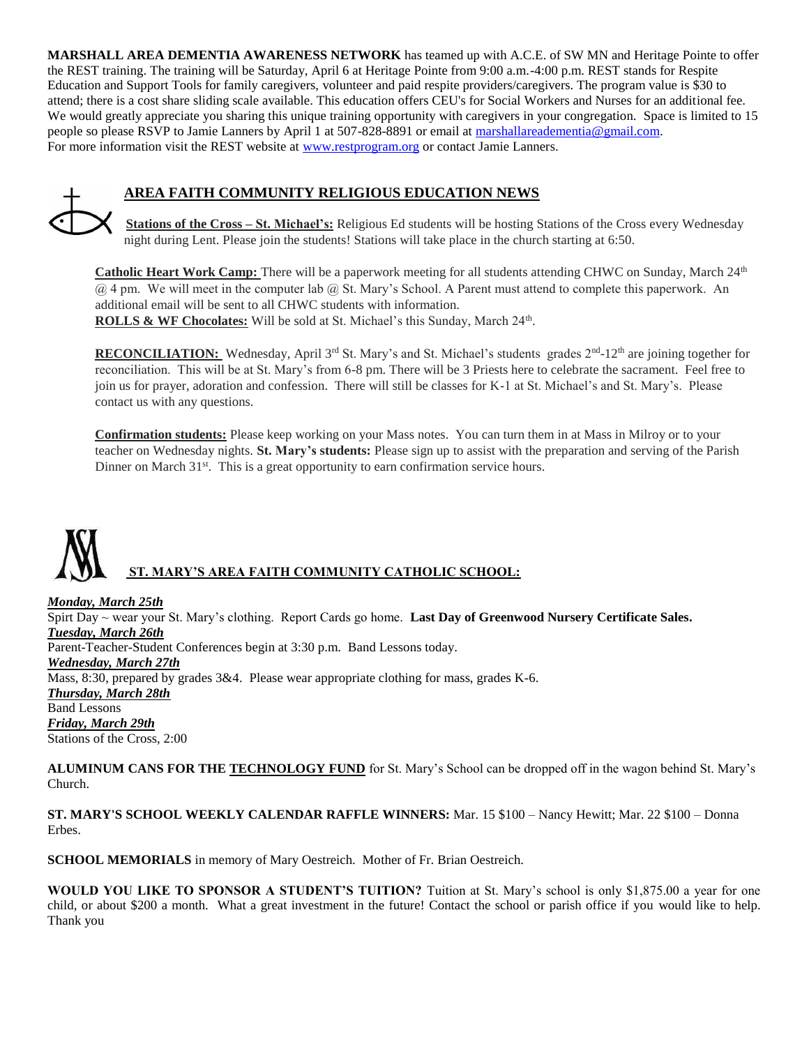**MARSHALL AREA DEMENTIA AWARENESS NETWORK** has teamed up with A.C.E. of SW MN and Heritage Pointe to offer the REST training. The training will be Saturday, April 6 at Heritage Pointe from 9:00 a.m.-4:00 p.m. REST stands for Respite Education and Support Tools for family caregivers, volunteer and paid respite providers/caregivers. The program value is $30 to attend; there is a cost share sliding scale available. This education offers CEU's for Social Workers and Nurses for an additional fee. We would greatly appreciate you sharing this unique training opportunity with caregivers in your congregation. Space is limited to 15 people so please RSVP to Jamie Lanners by April 1 at 507-828-8891 or email at marshallareadementia@gmail.com.
For more information visit the REST website at www.restprogram.org or contact Jamie Lanners.

## AREA FAITH COMMUNITY RELIGIOUS EDUCATION NEWS

**Stations of the Cross – St. Michael's:** Religious Ed students will be hosting Stations of the Cross every Wednesday night during Lent. Please join the students! Stations will take place in the church starting at 6:50.

**Catholic Heart Work Camp:** There will be a paperwork meeting for all students attending CHWC on Sunday, March 24th @ 4 pm. We will meet in the computer lab @ St. Mary's School. A Parent must attend to complete this paperwork. An additional email will be sent to all CHWC students with information.
**ROLLS & WF Chocolates:** Will be sold at St. Michael's this Sunday, March 24th.

**RECONCILIATION:** Wednesday, April 3rd St. Mary's and St. Michael's students grades 2nd-12th are joining together for reconciliation. This will be at St. Mary's from 6-8 pm. There will be 3 Priests here to celebrate the sacrament. Feel free to join us for prayer, adoration and confession. There will still be classes for K-1 at St. Michael's and St. Mary's. Please contact us with any questions.

**Confirmation students:** Please keep working on your Mass notes. You can turn them in at Mass in Milroy or to your teacher on Wednesday nights. **St. Mary's students:** Please sign up to assist with the preparation and serving of the Parish Dinner on March 31st. This is a great opportunity to earn confirmation service hours.

## ST. MARY'S AREA FAITH COMMUNITY CATHOLIC SCHOOL:

***Monday, March 25th***
Spirt Day ~ wear your St. Mary's clothing. Report Cards go home. **Last Day of Greenwood Nursery Certificate Sales.**
***Tuesday, March 26th***
Parent-Teacher-Student Conferences begin at 3:30 p.m. Band Lessons today.
***Wednesday, March 27th***
Mass, 8:30, prepared by grades 3&4. Please wear appropriate clothing for mass, grades K-6.
***Thursday, March 28th***
Band Lessons
***Friday, March 29th***
Stations of the Cross, 2:00

**ALUMINUM CANS FOR THE TECHNOLOGY FUND** for St. Mary's School can be dropped off in the wagon behind St. Mary's Church.

**ST. MARY'S SCHOOL WEEKLY CALENDAR RAFFLE WINNERS:** Mar. 15 $100 – Nancy Hewitt; Mar. 22 $100 – Donna Erbes.

**SCHOOL MEMORIALS** in memory of Mary Oestreich. Mother of Fr. Brian Oestreich.

**WOULD YOU LIKE TO SPONSOR A STUDENT'S TUITION?** Tuition at St. Mary's school is only $1,875.00 a year for one child, or about $200 a month. What a great investment in the future! Contact the school or parish office if you would like to help. Thank you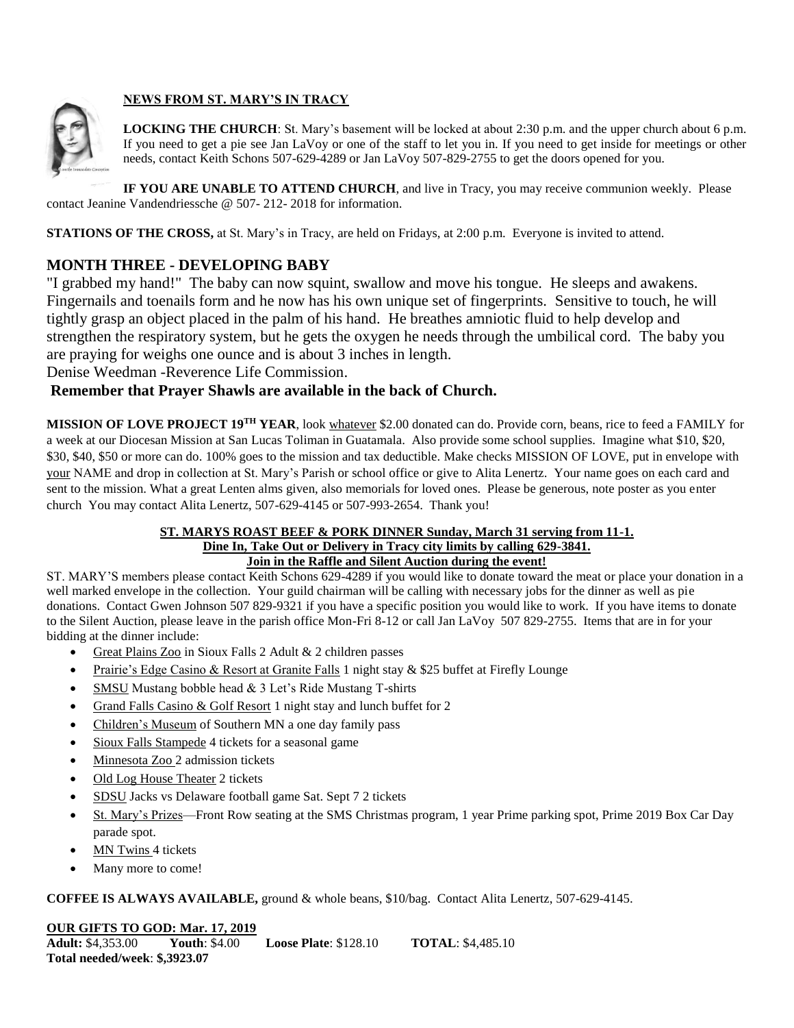**NEWS FROM ST. MARY'S IN TRACY**

**LOCKING THE CHURCH**: St. Mary's basement will be locked at about 2:30 p.m. and the upper church about 6 p.m. If you need to get a pie see Jan LaVoy or one of the staff to let you in. If you need to get inside for meetings or other needs, contact Keith Schons 507-629-4289 or Jan LaVoy 507-829-2755 to get the doors opened for you.

**IF YOU ARE UNABLE TO ATTEND CHURCH**, and live in Tracy, you may receive communion weekly. Please contact Jeanine Vandendriessche @ 507- 212- 2018 for information.

**STATIONS OF THE CROSS,** at St. Mary's in Tracy, are held on Fridays, at 2:00 p.m. Everyone is invited to attend.

## MONTH THREE - DEVELOPING BABY

"I grabbed my hand!" The baby can now squint, swallow and move his tongue. He sleeps and awakens. Fingernails and toenails form and he now has his own unique set of fingerprints. Sensitive to touch, he will tightly grasp an object placed in the palm of his hand. He breathes amniotic fluid to help develop and strengthen the respiratory system, but he gets the oxygen he needs through the umbilical cord. The baby you are praying for weighs one ounce and is about 3 inches in length.

Denise Weedman -Reverence Life Commission.

**Remember that Prayer Shawls are available in the back of Church.**

**MISSION OF LOVE PROJECT 19TH YEAR**, look whatever $2.00 donated can do. Provide corn, beans, rice to feed a FAMILY for a week at our Diocesan Mission at San Lucas Toliman in Guatamala. Also provide some school supplies. Imagine what $10, $20, $30, $40, $50 or more can do. 100% goes to the mission and tax deductible. Make checks MISSION OF LOVE, put in envelope with your NAME and drop in collection at St. Mary's Parish or school office or give to Alita Lenertz. Your name goes on each card and sent to the mission. What a great Lenten alms given, also memorials for loved ones. Please be generous, note poster as you enter church You may contact Alita Lenertz, 507-629-4145 or 507-993-2654. Thank you!

**ST. MARYS ROAST BEEF & PORK DINNER Sunday, March 31 serving from 11-1.**
**Dine In, Take Out or Delivery in Tracy city limits by calling 629-3841.**
**Join in the Raffle and Silent Auction during the event!**

ST. MARY'S members please contact Keith Schons 629-4289 if you would like to donate toward the meat or place your donation in a well marked envelope in the collection. Your guild chairman will be calling with necessary jobs for the dinner as well as pie donations. Contact Gwen Johnson 507 829-9321 if you have a specific position you would like to work. If you have items to donate to the Silent Auction, please leave in the parish office Mon-Fri 8-12 or call Jan LaVoy 507 829-2755. Items that are in for your bidding at the dinner include:

- Great Plains Zoo in Sioux Falls 2 Adult & 2 children passes
- Prairie's Edge Casino & Resort at Granite Falls 1 night stay & $25 buffet at Firefly Lounge
- SMSU Mustang bobble head & 3 Let's Ride Mustang T-shirts
- Grand Falls Casino & Golf Resort 1 night stay and lunch buffet for 2
- Children's Museum of Southern MN a one day family pass
- Sioux Falls Stampede 4 tickets for a seasonal game
- Minnesota Zoo 2 admission tickets
- Old Log House Theater 2 tickets
- SDSU Jacks vs Delaware football game Sat. Sept 7 2 tickets
- St. Mary's Prizes—Front Row seating at the SMS Christmas program, 1 year Prime parking spot, Prime 2019 Box Car Day parade spot.
- MN Twins 4 tickets
- Many more to come!

**COFFEE IS ALWAYS AVAILABLE,** ground & whole beans, $10/bag. Contact Alita Lenertz, 507-629-4145.

**OUR GIFTS TO GOD: Mar. 17, 2019**
**Adult:** $4,353.00 **Youth**: $4.00 **Loose Plate**: $128.10 **TOTAL**: $4,485.10
**Total needed/week**: **$,3923.07**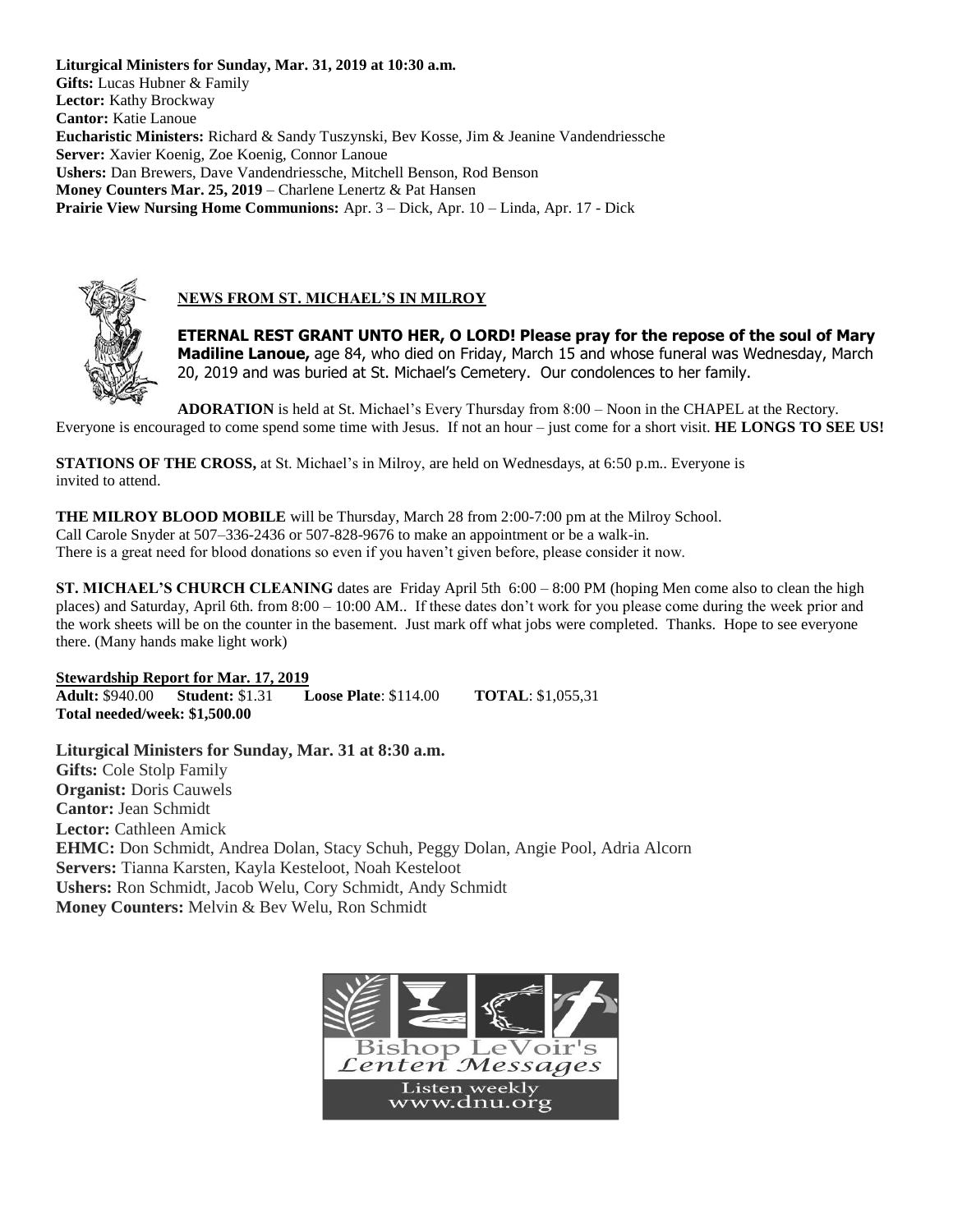**Liturgical Ministers for Sunday, Mar. 31, 2019 at 10:30 a.m.**
**Gifts:** Lucas Hubner & Family
**Lector:** Kathy Brockway
**Cantor:** Katie Lanoue
**Eucharistic Ministers:** Richard & Sandy Tuszynski, Bev Kosse, Jim & Jeanine Vandendriessche
**Server:** Xavier Koenig, Zoe Koenig, Connor Lanoue
**Ushers:** Dan Brewers, Dave Vandendriessche, Mitchell Benson, Rod Benson
**Money Counters Mar. 25, 2019** – Charlene Lenertz & Pat Hansen
**Prairie View Nursing Home Communions:** Apr. 3 – Dick, Apr. 10 – Linda, Apr. 17 - Dick

## NEWS FROM ST. MICHAEL'S IN MILROY

**ETERNAL REST GRANT UNTO HER, O LORD! Please pray for the repose of the soul of Mary Madiline Lanoue,** age 84, who died on Friday, March 15 and whose funeral was Wednesday, March 20, 2019 and was buried at St. Michael's Cemetery. Our condolences to her family.

**ADORATION** is held at St. Michael's Every Thursday from 8:00 – Noon in the CHAPEL at the Rectory. Everyone is encouraged to come spend some time with Jesus. If not an hour – just come for a short visit. **HE LONGS TO SEE US!**

**STATIONS OF THE CROSS,** at St. Michael's in Milroy, are held on Wednesdays, at 6:50 p.m.. Everyone is invited to attend.

**THE MILROY BLOOD MOBILE** will be Thursday, March 28 from 2:00-7:00 pm at the Milroy School. Call Carole Snyder at 507–336-2436 or 507-828-9676 to make an appointment or be a walk-in. There is a great need for blood donations so even if you haven't given before, please consider it now.

**ST. MICHAEL'S CHURCH CLEANING** dates are Friday April 5th 6:00 – 8:00 PM (hoping Men come also to clean the high places) and Saturday, April 6th. from 8:00 – 10:00 AM.. If these dates don't work for you please come during the week prior and the work sheets will be on the counter in the basement. Just mark off what jobs were completed. Thanks. Hope to see everyone there. (Many hands make light work)

**Stewardship Report for Mar. 17, 2019**
**Adult:** $940.00 **Student:** $1.31 **Loose Plate**: $114.00 **TOTAL**: $1,055,31
**Total needed/week: $1,500.00**

**Liturgical Ministers for Sunday, Mar. 31 at 8:30 a.m.**
**Gifts:** Cole Stolp Family
**Organist:** Doris Cauwels
**Cantor:** Jean Schmidt
**Lector:** Cathleen Amick
**EHMC:** Don Schmidt, Andrea Dolan, Stacy Schuh, Peggy Dolan, Angie Pool, Adria Alcorn
**Servers:** Tianna Karsten, Kayla Kesteloot, Noah Kesteloot
**Ushers:** Ron Schmidt, Jacob Welu, Cory Schmidt, Andy Schmidt
**Money Counters:** Melvin & Bev Welu, Ron Schmidt

Bishop LeVoir's *Lenten Messages*
Listen weekly
www.dnu.org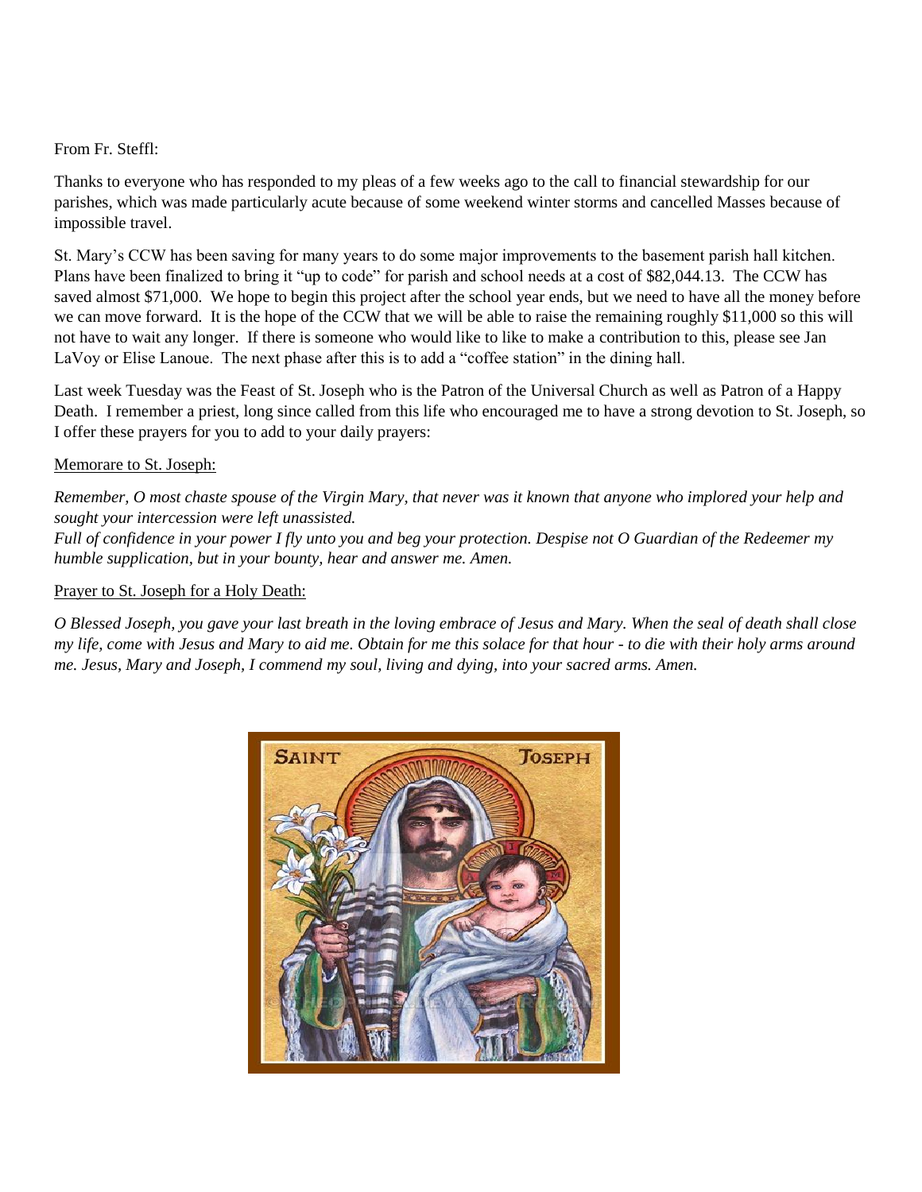From Fr. Steffl:

Thanks to everyone who has responded to my pleas of a few weeks ago to the call to financial stewardship for our parishes, which was made particularly acute because of some weekend winter storms and cancelled Masses because of impossible travel.

St. Mary's CCW has been saving for many years to do some major improvements to the basement parish hall kitchen. Plans have been finalized to bring it "up to code" for parish and school needs at a cost of $82,044.13. The CCW has saved almost $71,000. We hope to begin this project after the school year ends, but we need to have all the money before we can move forward. It is the hope of the CCW that we will be able to raise the remaining roughly $11,000 so this will not have to wait any longer. If there is someone who would like to like to make a contribution to this, please see Jan LaVoy or Elise Lanoue. The next phase after this is to add a "coffee station" in the dining hall.

Last week Tuesday was the Feast of St. Joseph who is the Patron of the Universal Church as well as Patron of a Happy Death. I remember a priest, long since called from this life who encouraged me to have a strong devotion to St. Joseph, so I offer these prayers for you to add to your daily prayers:

<u>Memorare to St. Joseph:</u>

*Remember, O most chaste spouse of the Virgin Mary, that never was it known that anyone who implored your help and sought your intercession were left unassisted.*
*Full of confidence in your power I fly unto you and beg your protection. Despise not O Guardian of the Redeemer my humble supplication, but in your bounty, hear and answer me. Amen.*

<u>Prayer to St. Joseph for a Holy Death:</u>

*O Blessed Joseph, you gave your last breath in the loving embrace of Jesus and Mary. When the seal of death shall close my life, come with Jesus and Mary to aid me. Obtain for me this solace for that hour - to die with their holy arms around me. Jesus, Mary and Joseph, I commend my soul, living and dying, into your sacred arms. Amen.*